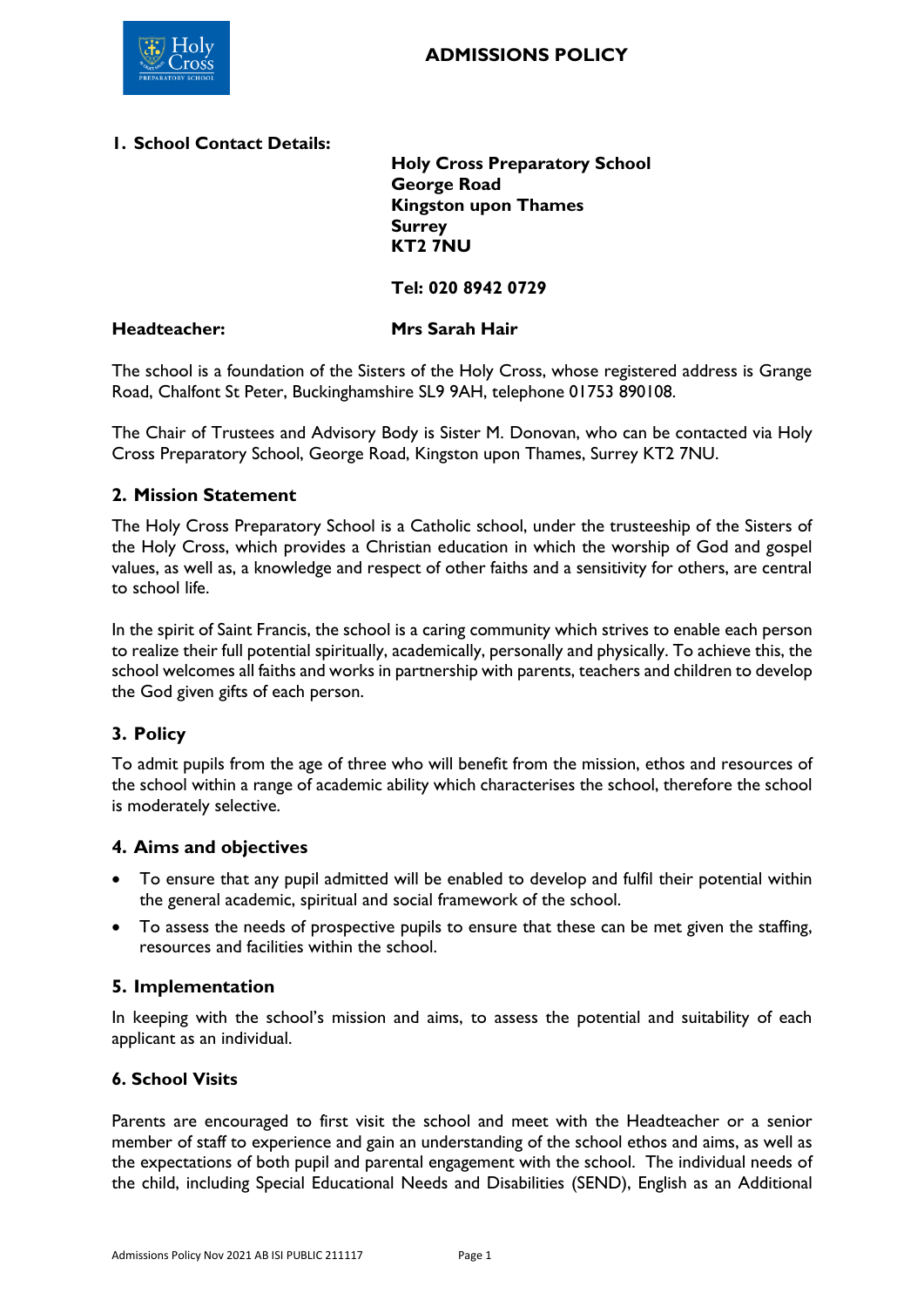# ADMISSIONS POLICY

## 1. School Contact Details:

**Holy Cross Preparatory School**
**George Road**
**Kingston upon Thames**
**Surrey**
**KT2 7NU**

**Tel: 020 8942 0729**

**Headteacher:** **Mrs Sarah Hair**

The school is a foundation of the Sisters of the Holy Cross, whose registered address is Grange Road, Chalfont St Peter, Buckinghamshire SL9 9AH, telephone 01753 890108.

The Chair of Trustees and Advisory Body is Sister M. Donovan, who can be contacted via Holy Cross Preparatory School, George Road, Kingston upon Thames, Surrey KT2 7NU.

## 2. Mission Statement

The Holy Cross Preparatory School is a Catholic school, under the trusteeship of the Sisters of the Holy Cross, which provides a Christian education in which the worship of God and gospel values, as well as, a knowledge and respect of other faiths and a sensitivity for others, are central to school life.

In the spirit of Saint Francis, the school is a caring community which strives to enable each person to realize their full potential spiritually, academically, personally and physically. To achieve this, the school welcomes all faiths and works in partnership with parents, teachers and children to develop the God given gifts of each person.

## 3. Policy

To admit pupils from the age of three who will benefit from the mission, ethos and resources of the school within a range of academic ability which characterises the school, therefore the school is moderately selective.

## 4. Aims and objectives

- To ensure that any pupil admitted will be enabled to develop and fulfil their potential within the general academic, spiritual and social framework of the school.
- To assess the needs of prospective pupils to ensure that these can be met given the staffing, resources and facilities within the school.

## 5. Implementation

In keeping with the school's mission and aims, to assess the potential and suitability of each applicant as an individual.

## 6. School Visits

Parents are encouraged to first visit the school and meet with the Headteacher or a senior member of staff to experience and gain an understanding of the school ethos and aims, as well as the expectations of both pupil and parental engagement with the school. The individual needs of the child, including Special Educational Needs and Disabilities (SEND), English as an Additional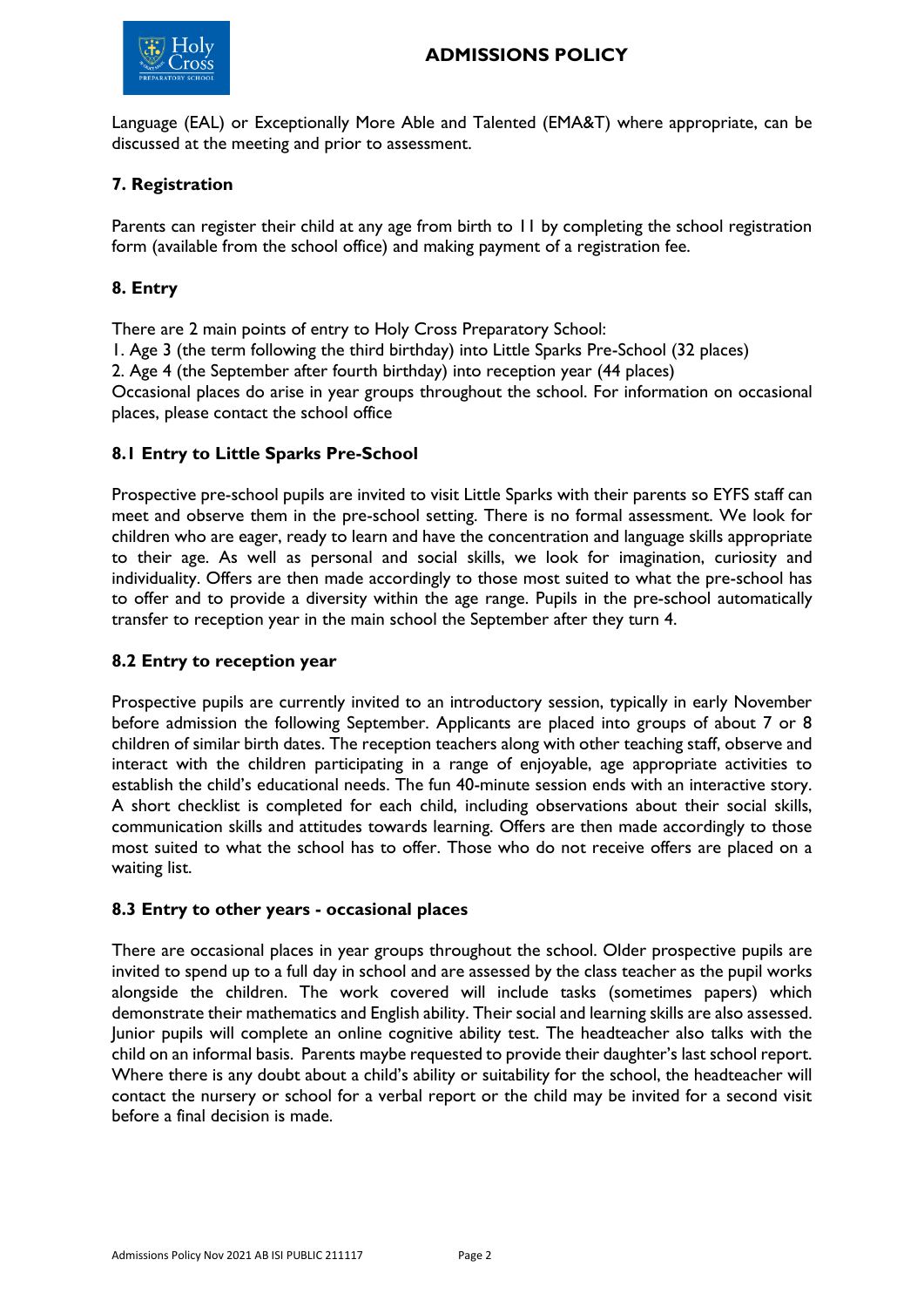Language (EAL) or Exceptionally More Able and Talented (EMA&T) where appropriate, can be discussed at the meeting and prior to assessment.

### 7. Registration

Parents can register their child at any age from birth to 11 by completing the school registration form (available from the school office) and making payment of a registration fee.

### 8. Entry

There are 2 main points of entry to Holy Cross Preparatory School:

1. Age 3 (the term following the third birthday) into Little Sparks Pre-School (32 places)
2. Age 4 (the September after fourth birthday) into reception year (44 places)

Occasional places do arise in year groups throughout the school. For information on occasional places, please contact the school office

### 8.1 Entry to Little Sparks Pre-School

Prospective pre-school pupils are invited to visit Little Sparks with their parents so EYFS staff can meet and observe them in the pre-school setting. There is no formal assessment. We look for children who are eager, ready to learn and have the concentration and language skills appropriate to their age. As well as personal and social skills, we look for imagination, curiosity and individuality. Offers are then made accordingly to those most suited to what the pre-school has to offer and to provide a diversity within the age range. Pupils in the pre-school automatically transfer to reception year in the main school the September after they turn 4.

### 8.2 Entry to reception year

Prospective pupils are currently invited to an introductory session, typically in early November before admission the following September. Applicants are placed into groups of about 7 or 8 children of similar birth dates. The reception teachers along with other teaching staff, observe and interact with the children participating in a range of enjoyable, age appropriate activities to establish the child's educational needs. The fun 40-minute session ends with an interactive story. A short checklist is completed for each child, including observations about their social skills, communication skills and attitudes towards learning. Offers are then made accordingly to those most suited to what the school has to offer. Those who do not receive offers are placed on a waiting list.

### 8.3 Entry to other years - occasional places

There are occasional places in year groups throughout the school. Older prospective pupils are invited to spend up to a full day in school and are assessed by the class teacher as the pupil works alongside the children. The work covered will include tasks (sometimes papers) which demonstrate their mathematics and English ability. Their social and learning skills are also assessed. Junior pupils will complete an online cognitive ability test. The headteacher also talks with the child on an informal basis. Parents maybe requested to provide their daughter's last school report. Where there is any doubt about a child's ability or suitability for the school, the headteacher will contact the nursery or school for a verbal report or the child may be invited for a second visit before a final decision is made.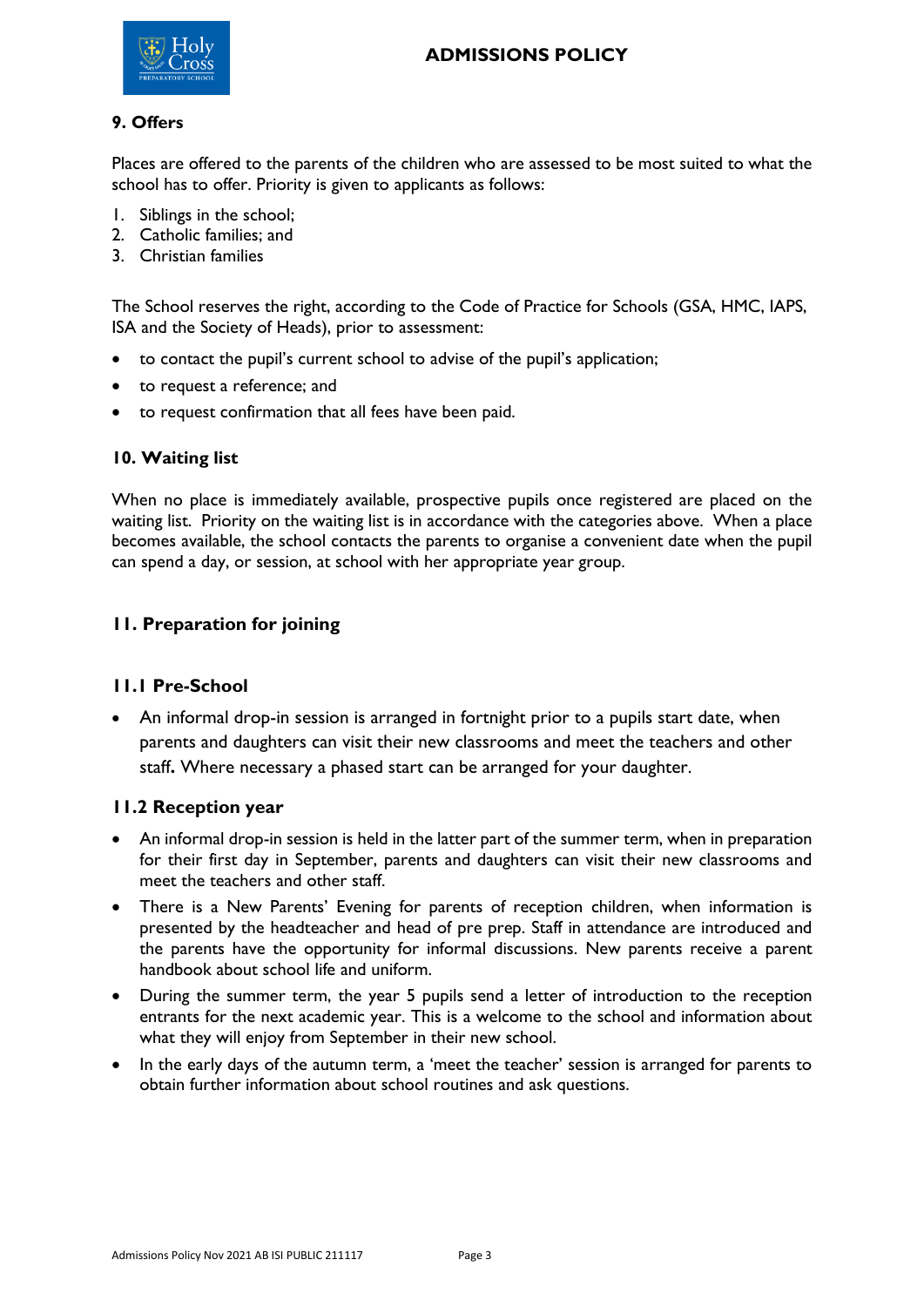## 9. Offers

Places are offered to the parents of the children who are assessed to be most suited to what the school has to offer. Priority is given to applicants as follows:

1. Siblings in the school;
2. Catholic families; and
3. Christian families

The School reserves the right, according to the Code of Practice for Schools (GSA, HMC, IAPS, ISA and the Society of Heads), prior to assessment:

- to contact the pupil's current school to advise of the pupil's application;
- to request a reference; and
- to request confirmation that all fees have been paid.

## 10. Waiting list

When no place is immediately available, prospective pupils once registered are placed on the waiting list. Priority on the waiting list is in accordance with the categories above. When a place becomes available, the school contacts the parents to organise a convenient date when the pupil can spend a day, or session, at school with her appropriate year group.

## 11. Preparation for joining

### 11.1 Pre-School

- An informal drop-in session is arranged in fortnight prior to a pupils start date, when parents and daughters can visit their new classrooms and meet the teachers and other staff**.** Where necessary a phased start can be arranged for your daughter.

### 11.2 Reception year

- An informal drop-in session is held in the latter part of the summer term, when in preparation for their first day in September, parents and daughters can visit their new classrooms and meet the teachers and other staff.
- There is a New Parents' Evening for parents of reception children, when information is presented by the headteacher and head of pre prep. Staff in attendance are introduced and the parents have the opportunity for informal discussions. New parents receive a parent handbook about school life and uniform.
- During the summer term, the year 5 pupils send a letter of introduction to the reception entrants for the next academic year. This is a welcome to the school and information about what they will enjoy from September in their new school.
- In the early days of the autumn term, a 'meet the teacher' session is arranged for parents to obtain further information about school routines and ask questions.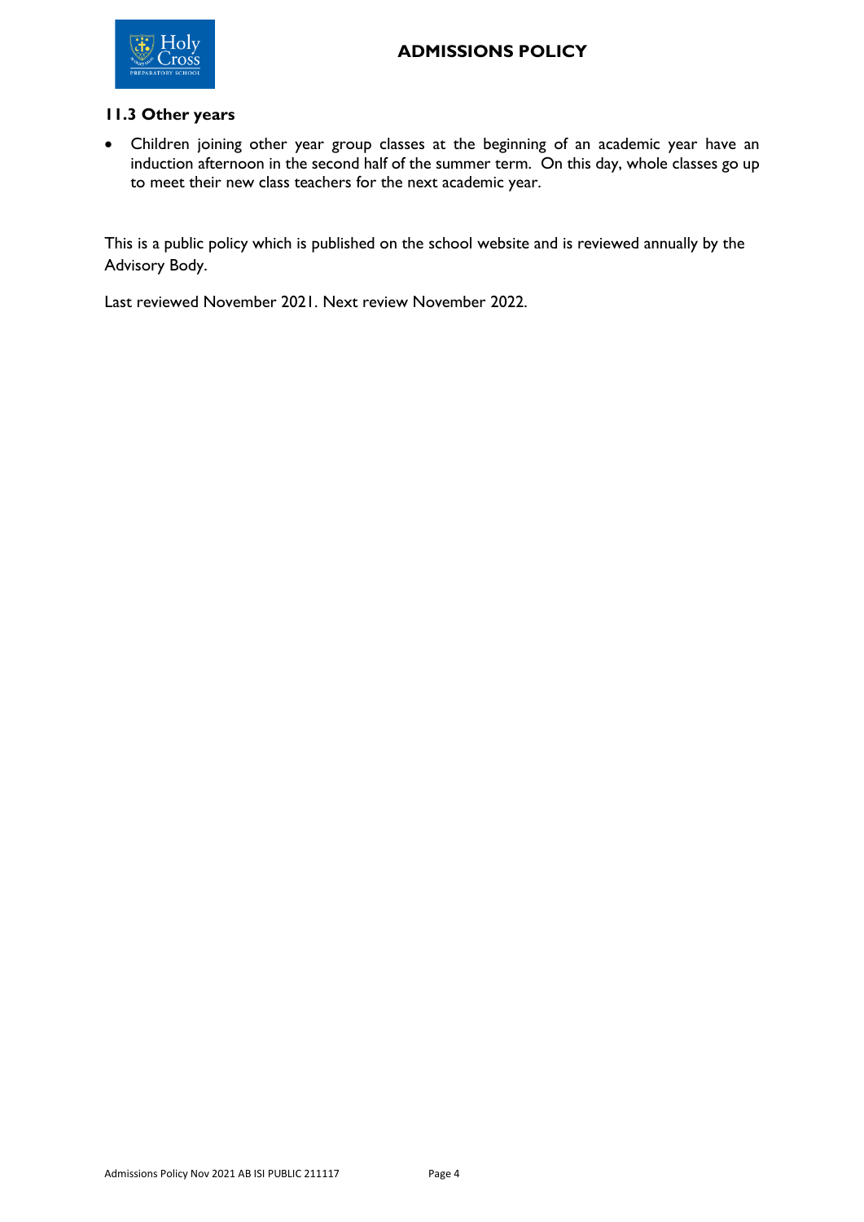### 11.3 Other years

- Children joining other year group classes at the beginning of an academic year have an induction afternoon in the second half of the summer term. On this day, whole classes go up to meet their new class teachers for the next academic year.

This is a public policy which is published on the school website and is reviewed annually by the Advisory Body.

Last reviewed November 2021. Next review November 2022.